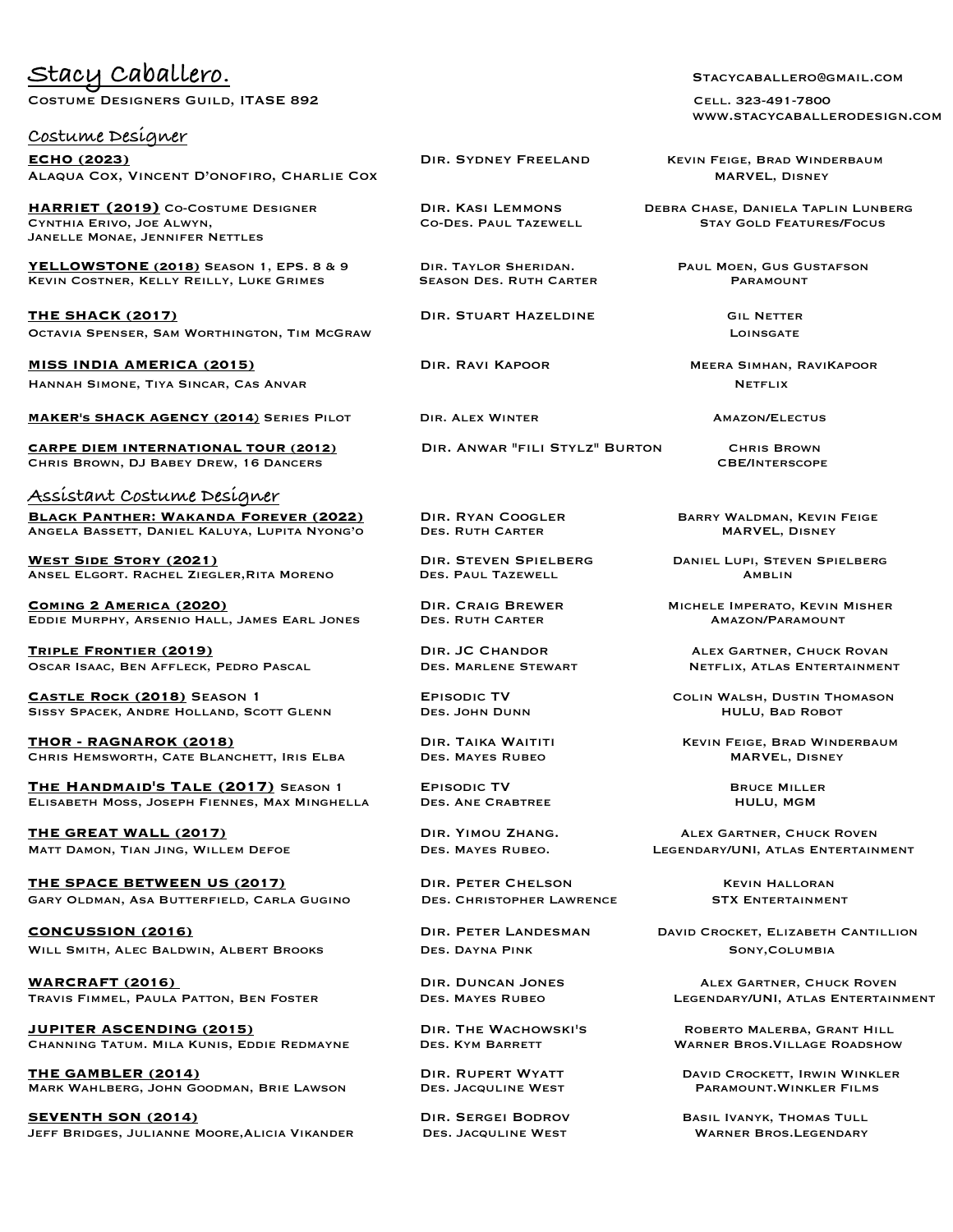# Stacy Caballero.

Costume Designers Guild, ITASE 892

Stacycaballero@gmail.com
Cell. 323-491-7800
www.stacycaballerodesign.com

## Costume Designer

**ECHO (2023)** — Dir. Sydney Freeland — Kevin Feige, Brad Winderbaum
Alaqua Cox, Vincent D'onofiro, Charlie Cox — MARVEL, Disney

**HARRIET (2019)** Co-Costume Designer — Dir. Kasi Lemmons — Debra Chase, Daniela Taplin Lunberg
Cynthia Erivo, Joe Alwyn, Janelle Monae, Jennifer Nettles — Co-Des. Paul Tazewell — Stay Gold Features/Focus

**YELLOWSTONE (2018)** Season 1, Eps. 8 & 9 — Dir. Taylor Sheridan. — Paul Moen, Gus Gustafson
Kevin Costner, Kelly Reilly, Luke Grimes — Season Des. Ruth Carter — Paramount

**THE SHACK (2017)** — Dir. Stuart Hazeldine — Gil Netter
Octavia Spenser, Sam Worthington, Tim McGraw — Loinsgate

**MISS INDIA AMERICA (2015)** — Dir. Ravi Kapoor — Meera Simhan, RaviKapoor
Hannah Simone, Tiya Sincar, Cas Anvar — Netflix

**MAKER's SHACK AGENCY (2014)** Series Pilot — Dir. Alex Winter — Amazon/Electus

**CARPE DIEM INTERNATIONAL TOUR (2012)** — Dir. Anwar "Fili Stylz" Burton — Chris Brown
Chris Brown, DJ Babey Drew, 16 Dancers — CBE/Interscope

## Assistant Costume Designer

**Black Panther: Wakanda Forever (2022)** — Dir. Ryan Coogler — Barry Waldman, Kevin Feige
Angela Bassett, Daniel Kaluya, Lupita Nyong'o — Des. Ruth Carter — MARVEL, Disney

**West Side Story (2021)** — Dir. Steven Spielberg — Daniel Lupi, Steven Spielberg
Ansel Elgort. Rachel Ziegler,Rita Moreno — Des. Paul Tazewell — Amblin

**Coming 2 America (2020)** — Dir. Craig Brewer — Michele Imperato, Kevin Misher
Eddie Murphy, Arsenio Hall, James Earl Jones — Des. Ruth Carter — Amazon/Paramount

**Triple Frontier (2019)** — Dir. JC Chandor — Alex Gartner, Chuck Rovan
Oscar Isaac, Ben Affleck, Pedro Pascal — Des. Marlene Stewart — Netflix, Atlas Entertainment

**Castle Rock (2018)** Season 1 — Episodic TV — Colin Walsh, Dustin Thomason
Sissy Spacek, Andre Holland, Scott Glenn — Des. John Dunn — HULU, Bad Robot

**THOR - RAGNAROK (2018)** — Dir. Taika Waititi — Kevin Feige, Brad Winderbaum
Chris Hemsworth, Cate Blanchett, Iris Elba — Des. Mayes Rubeo — MARVEL, Disney

**The Handmaid's Tale (2017)** Season 1 — Episodic TV — Bruce Miller
Elisabeth Moss, Joseph Fiennes, Max Minghella — Des. Ane Crabtree — HULU, MGM

**THE GREAT WALL (2017)** — Dir. Yimou Zhang. — Alex Gartner, Chuck Roven
Matt Damon, Tian Jing, Willem Defoe — Des. Mayes Rubeo. — Legendary/UNI, Atlas Entertainment

**THE SPACE BETWEEN US (2017)** — Dir. Peter Chelson — Kevin Halloran
Gary Oldman, Asa Butterfield, Carla Gugino — Des. Christopher Lawrence — STX Entertainment

**CONCUSSION (2016)** — Dir. Peter Landesman — David Crocket, Elizabeth Cantillion
Will Smith, Alec Baldwin, Albert Brooks — Des. Dayna Pink — Sony,Columbia

**WARCRAFT (2016)** — Dir. Duncan Jones — Alex Gartner, Chuck Roven
Travis Fimmel, Paula Patton, Ben Foster — Des. Mayes Rubeo — Legendary/UNI, Atlas Entertainment

**JUPITER ASCENDING (2015)** — Dir. The Wachowski's — Roberto Malerba, Grant Hill
Channing Tatum. Mila Kunis, Eddie Redmayne — Des. Kym Barrett — Warner Bros.Village Roadshow

**THE GAMBLER (2014)** — Dir. Rupert Wyatt — David Crockett, Irwin Winkler
Mark Wahlberg, John Goodman, Brie Lawson — Des. Jacquline West — Paramount.Winkler Films

**SEVENTH SON (2014)** — Dir. Sergei Bodrov — Basil Ivanyk, Thomas Tull
Jeff Bridges, Julianne Moore,Alicia Vikander — Des. Jacquline West — Warner Bros.Legendary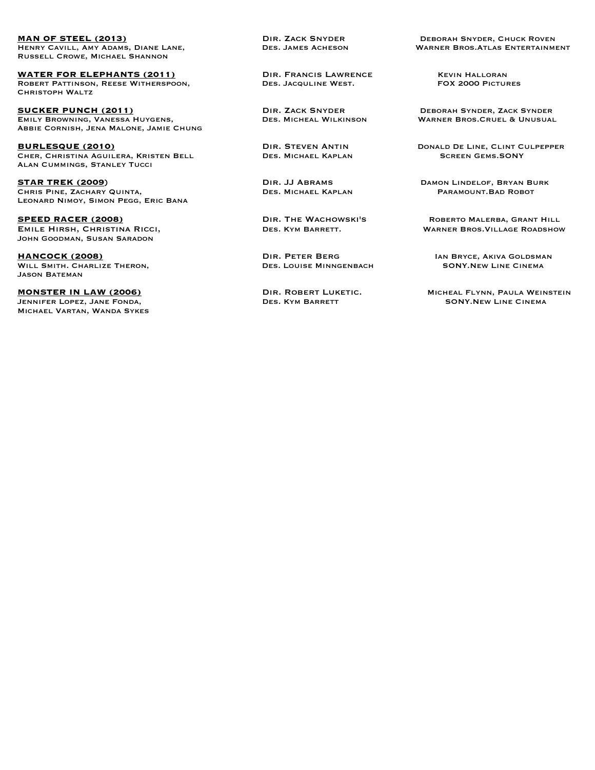**MAN OF STEEL (2013)**
Henry Cavill, Amy Adams, Diane Lane,
Russell Crowe, Michael Shannon

Dir. Zack Snyder
Des. James Acheson

Deborah Snyder, Chuck Roven
Warner Bros.Atlas Entertainment

**WATER FOR ELEPHANTS (2011)**
Robert Pattinson, Reese Witherspoon,
Christoph Waltz

Dir. Francis Lawrence
Des. Jacquline West.

Kevin Halloran
FOX 2000 Pictures

**SUCKER PUNCH (2011)**
Emily Browning, Vanessa Huygens,
Abbie Cornish, Jena Malone, Jamie Chung

Dir. Zack Snyder
Des. Micheal Wilkinson

Deborah Synder, Zack Synder
Warner Bros.Cruel & Unusual

**BURLESQUE (2010)**
Cher, Christina Aguilera, Kristen Bell
Alan Cummings, Stanley Tucci

Dir. Steven Antin
Des. Michael Kaplan

Donald De Line, Clint Culpepper
Screen Gems.SONY

**STAR TREK (2009)**
Chris Pine, Zachary Quinta,
Leonard Nimoy, Simon Pegg, Eric Bana

Dir. JJ Abrams
Des. Michael Kaplan

Damon Lindelof, Bryan Burk
Paramount.Bad Robot

**SPEED RACER (2008)**
Emile Hirsh, Christina Ricci,
John Goodman, Susan Saradon

Dir. The Wachowski's
Des. Kym Barrett.

Roberto Malerba, Grant Hill
Warner Bros.Village Roadshow

**HANCOCK (2008)**
Will Smith. Charlize Theron,
Jason Bateman

Dir. Peter Berg
Des. Louise Minngenbach

Ian Bryce, Akiva Goldsman
SONY.New Line Cinema

**MONSTER IN LAW (2006)**
Jennifer Lopez, Jane Fonda,
Michael Vartan, Wanda Sykes

Dir. Robert Luketic.
Des. Kym Barrett

Micheal Flynn, Paula Weinstein
SONY.New Line Cinema